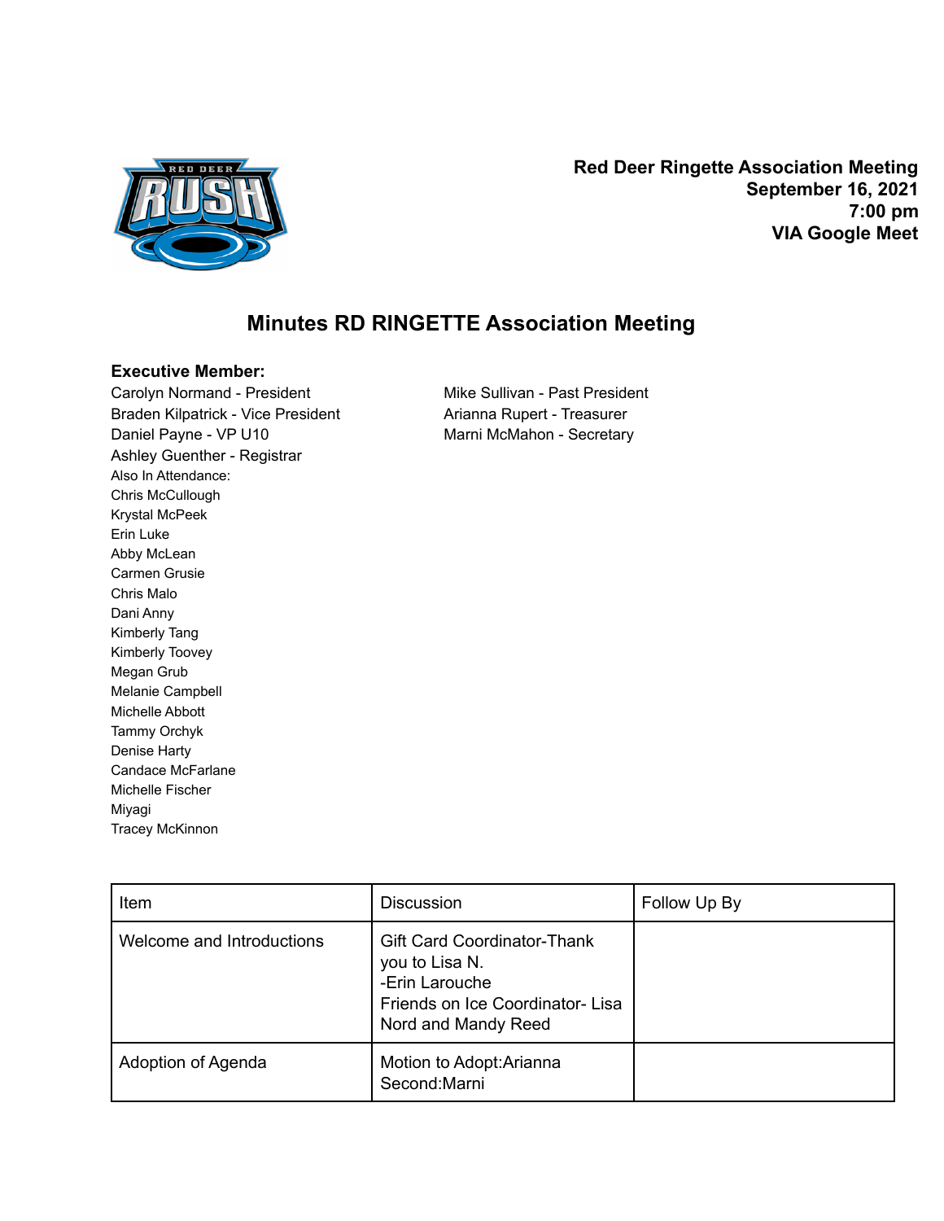**Red Deer Ringette Association Meeting**
**September 16, 2021**
**7:00 pm**
**VIA Google Meet**

# Minutes RD RINGETTE Association Meeting

**Executive Member:**

Carolyn Normand - President
Braden Kilpatrick - Vice President
Daniel Payne - VP U10
Ashley Guenther - Registrar
Mike Sullivan - Past President
Arianna Rupert - Treasurer
Marni McMahon - Secretary

Also In Attendance:
Chris McCullough
Krystal McPeek
Erin Luke
Abby McLean
Carmen Grusie
Chris Malo
Dani Anny
Kimberly Tang
Kimberly Toovey
Megan Grub
Melanie Campbell
Michelle Abbott
Tammy Orchyk
Denise Harty
Candace McFarlane
Michelle Fischer
Miyagi
Tracey McKinnon

| Item | Discussion | Follow Up By |
| --- | --- | --- |
| Welcome and Introductions | Gift Card Coordinator-Thank you to Lisa N.<br>-Erin Larouche<br>Friends on Ice Coordinator- Lisa Nord and Mandy Reed | |
| Adoption of Agenda | Motion to Adopt:Arianna<br>Second:Marni | |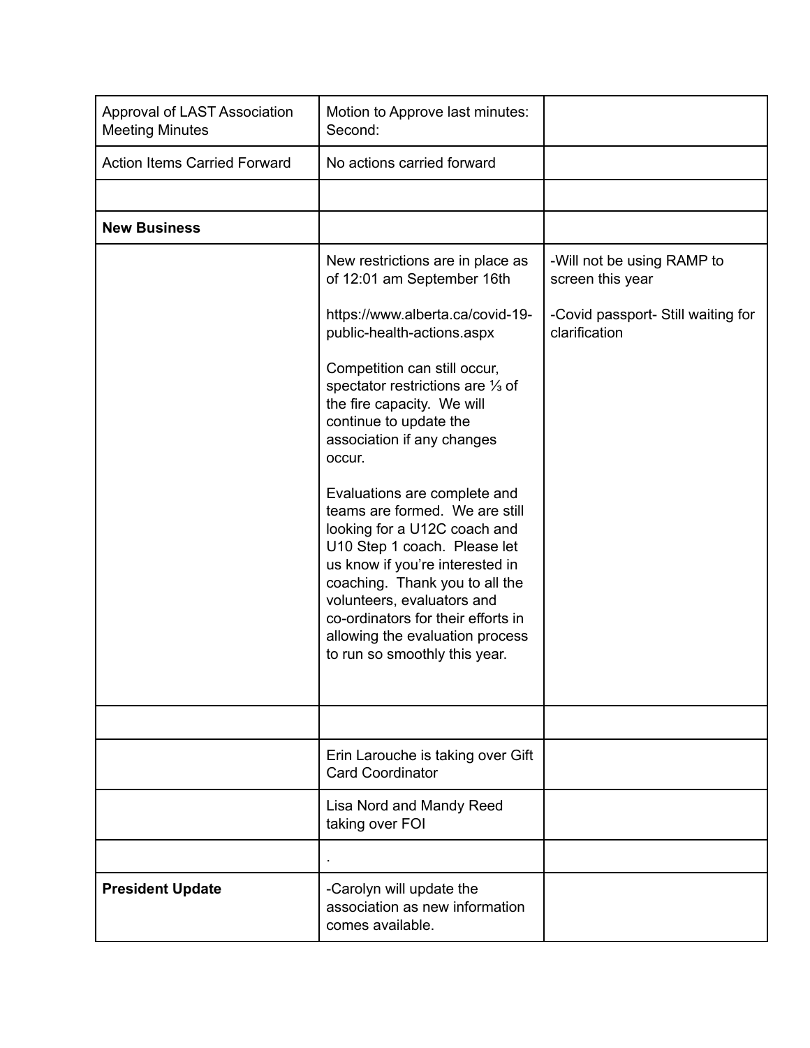| Approval of LAST Association Meeting Minutes | Motion to Approve last minutes:<br>Second: | |
|---|---|---|
| Action Items Carried Forward | No actions carried forward | |
| | | |
| **New Business** | | |
| | New restrictions are in place as of 12:01 am September 16th<br><br>https://www.alberta.ca/covid-19-public-health-actions.aspx<br><br>Competition can still occur, spectator restrictions are ⅓ of the fire capacity. We will continue to update the association if any changes occur.<br><br>Evaluations are complete and teams are formed. We are still looking for a U12C coach and U10 Step 1 coach. Please let us know if you're interested in coaching. Thank you to all the volunteers, evaluators and co-ordinators for their efforts in allowing the evaluation process to run so smoothly this year. | -Will not be using RAMP to screen this year<br><br>-Covid passport- Still waiting for clarification |
| | | |
| | Erin Larouche is taking over Gift Card Coordinator | |
| | Lisa Nord and Mandy Reed taking over FOI | |
| | . | |
| **President Update** | -Carolyn will update the association as new information comes available. | |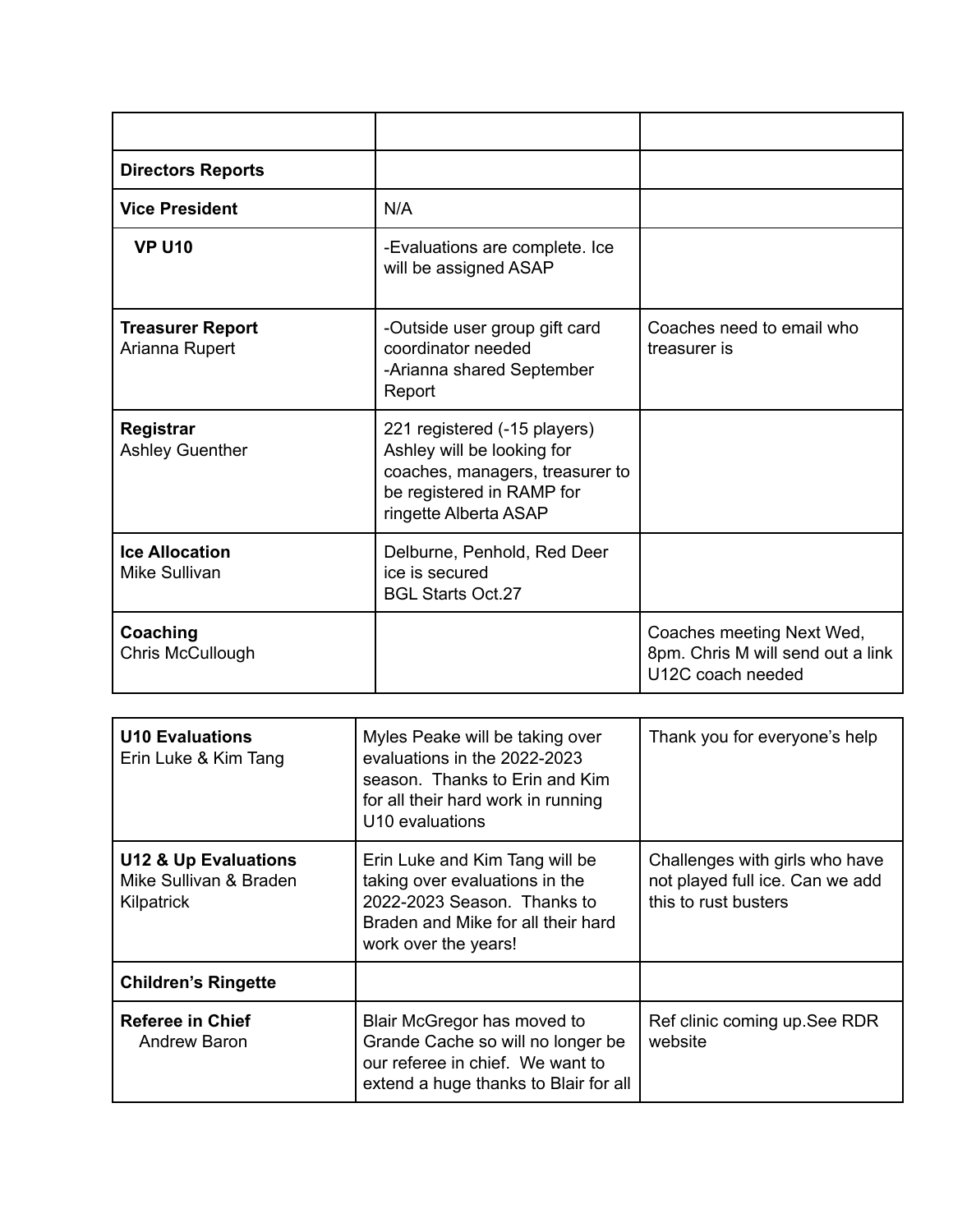| | | |
|---|---|---|
| **Directors Reports** | | |
| **Vice President** | N/A | |
| **VP U10** | -Evaluations are complete. Ice will be assigned ASAP | |
| **Treasurer Report**<br>Arianna Rupert | -Outside user group gift card coordinator needed<br>-Arianna shared September Report | Coaches need to email who treasurer is |
| **Registrar**<br>Ashley Guenther | 221 registered (-15 players) Ashley will be looking for coaches, managers, treasurer to be registered in RAMP for ringette Alberta ASAP | |
| **Ice Allocation**<br>Mike Sullivan | Delburne, Penhold, Red Deer ice is secured<br>BGL Starts Oct.27 | |
| **Coaching**<br>Chris McCullough | | Coaches meeting Next Wed, 8pm. Chris M will send out a link<br>U12C coach needed |
| **U10 Evaluations**<br>Erin Luke & Kim Tang | Myles Peake will be taking over evaluations in the 2022-2023 season. Thanks to Erin and Kim for all their hard work in running U10 evaluations | Thank you for everyone's help |
| **U12 & Up Evaluations**<br>Mike Sullivan & Braden Kilpatrick | Erin Luke and Kim Tang will be taking over evaluations in the 2022-2023 Season. Thanks to Braden and Mike for all their hard work over the years! | Challenges with girls who have not played full ice. Can we add this to rust busters |
| **Children's Ringette** | | |
| **Referee in Chief**<br>Andrew Baron | Blair McGregor has moved to Grande Cache so will no longer be our referee in chief. We want to extend a huge thanks to Blair for all | Ref clinic coming up.See RDR website |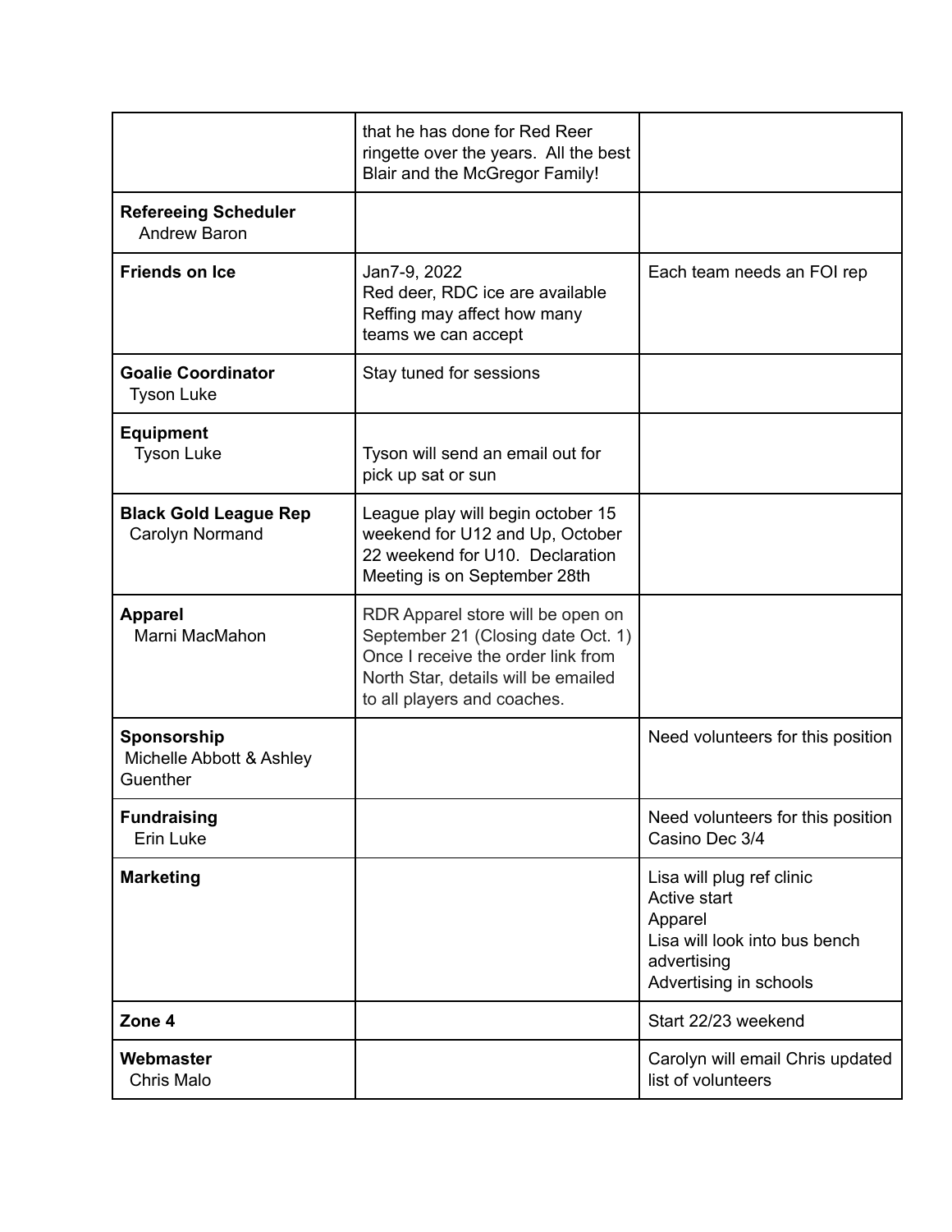| | | |
|---|---|---|
| | that he has done for Red Reer ringette over the years. All the best Blair and the McGregor Family! | |
| **Refereeing Scheduler**<br>Andrew Baron | | |
| **Friends on Ice** | Jan7-9, 2022<br>Red deer, RDC ice are available<br>Reffing may affect how many teams we can accept | Each team needs an FOI rep |
| **Goalie Coordinator**<br>Tyson Luke | Stay tuned for sessions | |
| **Equipment**<br>Tyson Luke | Tyson will send an email out for pick up sat or sun | |
| **Black Gold League Rep**<br>Carolyn Normand | League play will begin october 15 weekend for U12 and Up, October 22 weekend for U10. Declaration Meeting is on September 28th | |
| **Apparel**<br>Marni MacMahon | RDR Apparel store will be open on September 21 (Closing date Oct. 1) Once I receive the order link from North Star, details will be emailed to all players and coaches. | |
| **Sponsorship**<br>Michelle Abbott & Ashley Guenther | | Need volunteers for this position |
| **Fundraising**<br>Erin Luke | | Need volunteers for this position<br>Casino Dec 3/4 |
| **Marketing** | | Lisa will plug ref clinic<br>Active start<br>Apparel<br>Lisa will look into bus bench advertising<br>Advertising in schools |
| **Zone 4** | | Start 22/23 weekend |
| **Webmaster**<br>Chris Malo | | Carolyn will email Chris updated list of volunteers |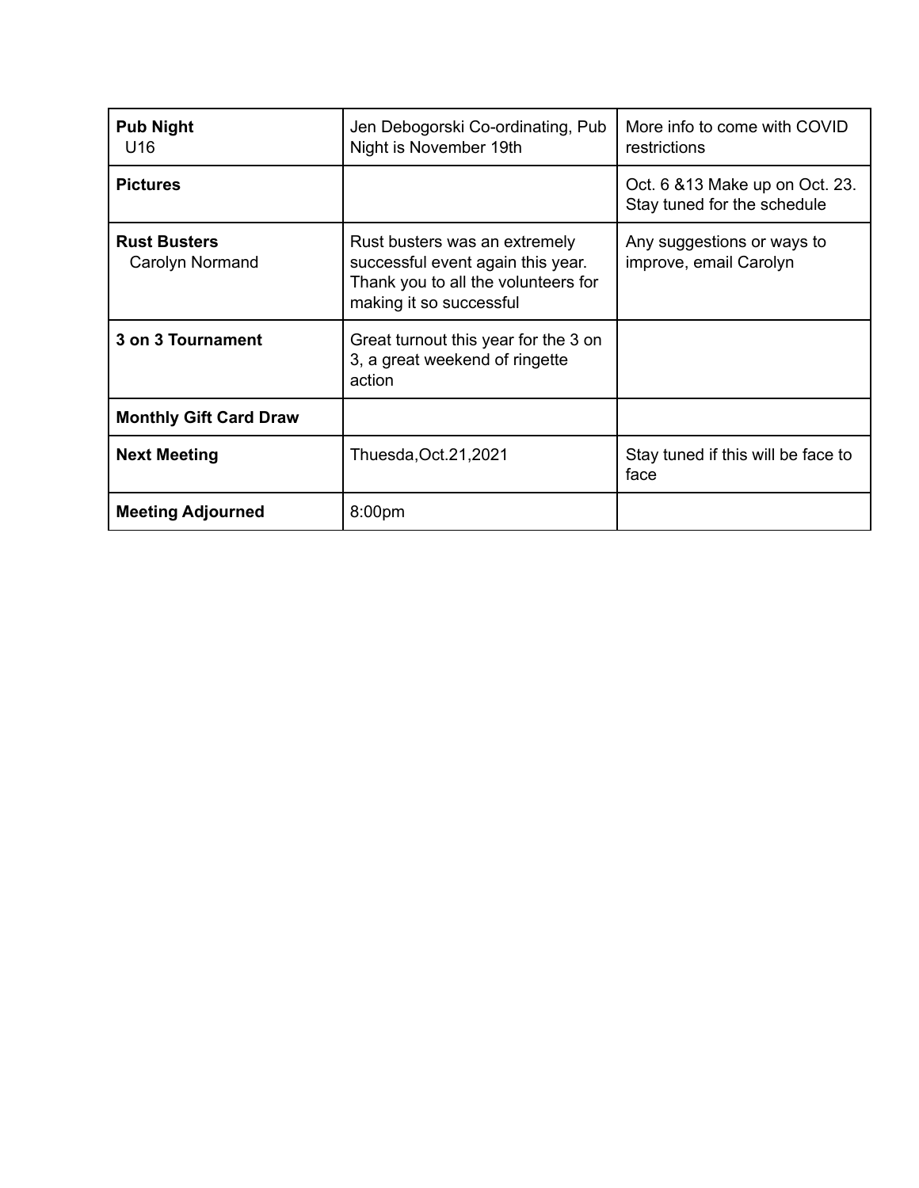| | | |
|---|---|---|
| **Pub Night** U16 | Jen Debogorski Co-ordinating, Pub Night is November 19th | More info to come with COVID restrictions |
| **Pictures** | | Oct. 6 &13 Make up on Oct. 23. Stay tuned for the schedule |
| **Rust Busters** Carolyn Normand | Rust busters was an extremely successful event again this year. Thank you to all the volunteers for making it so successful | Any suggestions or ways to improve, email Carolyn |
| **3 on 3 Tournament** | Great turnout this year for the 3 on 3, a great weekend of ringette action | |
| **Monthly Gift Card Draw** | | |
| **Next Meeting** | Thuesda,Oct.21,2021 | Stay tuned if this will be face to face |
| **Meeting Adjourned** | 8:00pm | |